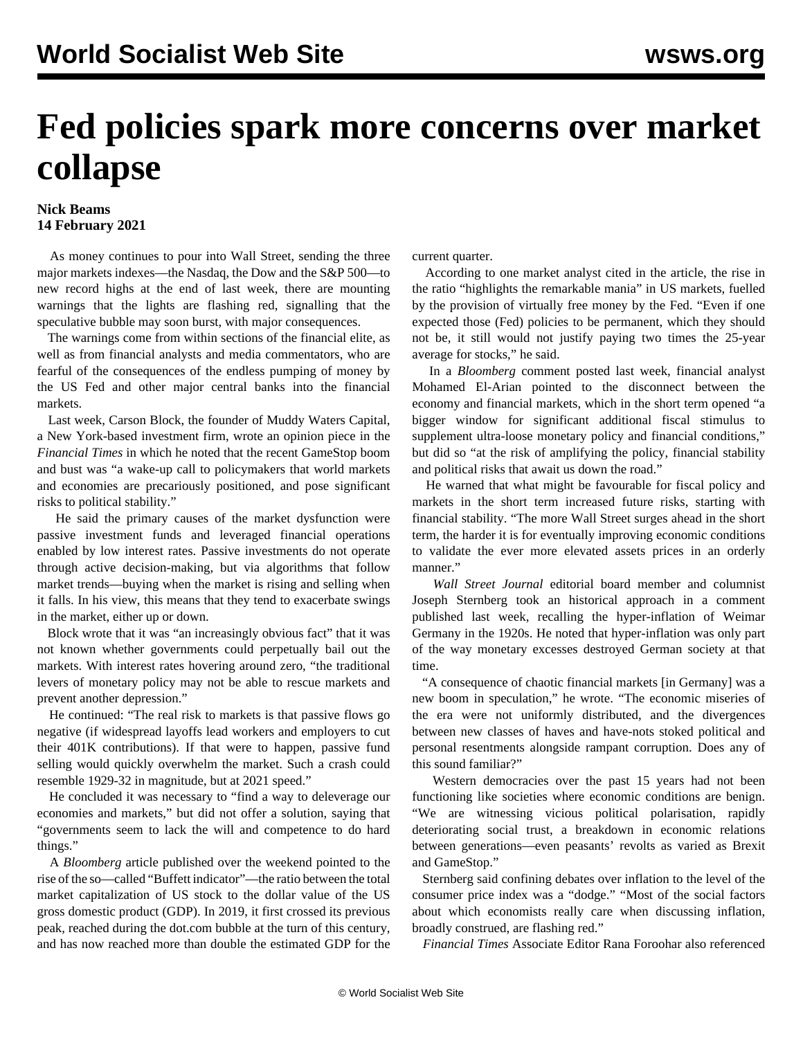# Fed policies spark more concerns over market collapse

**Nick Beams**
**14 February 2021**

As money continues to pour into Wall Street, sending the three major markets indexes—the Nasdaq, the Dow and the S&P 500—to new record highs at the end of last week, there are mounting warnings that the lights are flashing red, signalling that the speculative bubble may soon burst, with major consequences.

The warnings come from within sections of the financial elite, as well as from financial analysts and media commentators, who are fearful of the consequences of the endless pumping of money by the US Fed and other major central banks into the financial markets.

Last week, Carson Block, the founder of Muddy Waters Capital, a New York-based investment firm, wrote an opinion piece in the *Financial Times* in which he noted that the recent GameStop boom and bust was "a wake-up call to policymakers that world markets and economies are precariously positioned, and pose significant risks to political stability."

He said the primary causes of the market dysfunction were passive investment funds and leveraged financial operations enabled by low interest rates. Passive investments do not operate through active decision-making, but via algorithms that follow market trends—buying when the market is rising and selling when it falls. In his view, this means that they tend to exacerbate swings in the market, either up or down.

Block wrote that it was "an increasingly obvious fact" that it was not known whether governments could perpetually bail out the markets. With interest rates hovering around zero, "the traditional levers of monetary policy may not be able to rescue markets and prevent another depression."

He continued: "The real risk to markets is that passive flows go negative (if widespread layoffs lead workers and employers to cut their 401K contributions). If that were to happen, passive fund selling would quickly overwhelm the market. Such a crash could resemble 1929-32 in magnitude, but at 2021 speed."

He concluded it was necessary to "find a way to deleverage our economies and markets," but did not offer a solution, saying that "governments seem to lack the will and competence to do hard things."

A *Bloomberg* article published over the weekend pointed to the rise of the so—called "Buffett indicator"—the ratio between the total market capitalization of US stock to the dollar value of the US gross domestic product (GDP). In 2019, it first crossed its previous peak, reached during the dot.com bubble at the turn of this century, and has now reached more than double the estimated GDP for the current quarter.

According to one market analyst cited in the article, the rise in the ratio "highlights the remarkable mania" in US markets, fuelled by the provision of virtually free money by the Fed. "Even if one expected those (Fed) policies to be permanent, which they should not be, it still would not justify paying two times the 25-year average for stocks," he said.

In a *Bloomberg* comment posted last week, financial analyst Mohamed El-Arian pointed to the disconnect between the economy and financial markets, which in the short term opened "a bigger window for significant additional fiscal stimulus to supplement ultra-loose monetary policy and financial conditions," but did so "at the risk of amplifying the policy, financial stability and political risks that await us down the road."

He warned that what might be favourable for fiscal policy and markets in the short term increased future risks, starting with financial stability. "The more Wall Street surges ahead in the short term, the harder it is for eventually improving economic conditions to validate the ever more elevated assets prices in an orderly manner."

*Wall Street Journal* editorial board member and columnist Joseph Sternberg took an historical approach in a comment published last week, recalling the hyper-inflation of Weimar Germany in the 1920s. He noted that hyper-inflation was only part of the way monetary excesses destroyed German society at that time.

"A consequence of chaotic financial markets [in Germany] was a new boom in speculation," he wrote. "The economic miseries of the era were not uniformly distributed, and the divergences between new classes of haves and have-nots stoked political and personal resentments alongside rampant corruption. Does any of this sound familiar?"

Western democracies over the past 15 years had not been functioning like societies where economic conditions are benign. "We are witnessing vicious political polarisation, rapidly deteriorating social trust, a breakdown in economic relations between generations—even peasants' revolts as varied as Brexit and GameStop."

Sternberg said confining debates over inflation to the level of the consumer price index was a "dodge." "Most of the social factors about which economists really care when discussing inflation, broadly construed, are flashing red."

*Financial Times* Associate Editor Rana Foroohar also referenced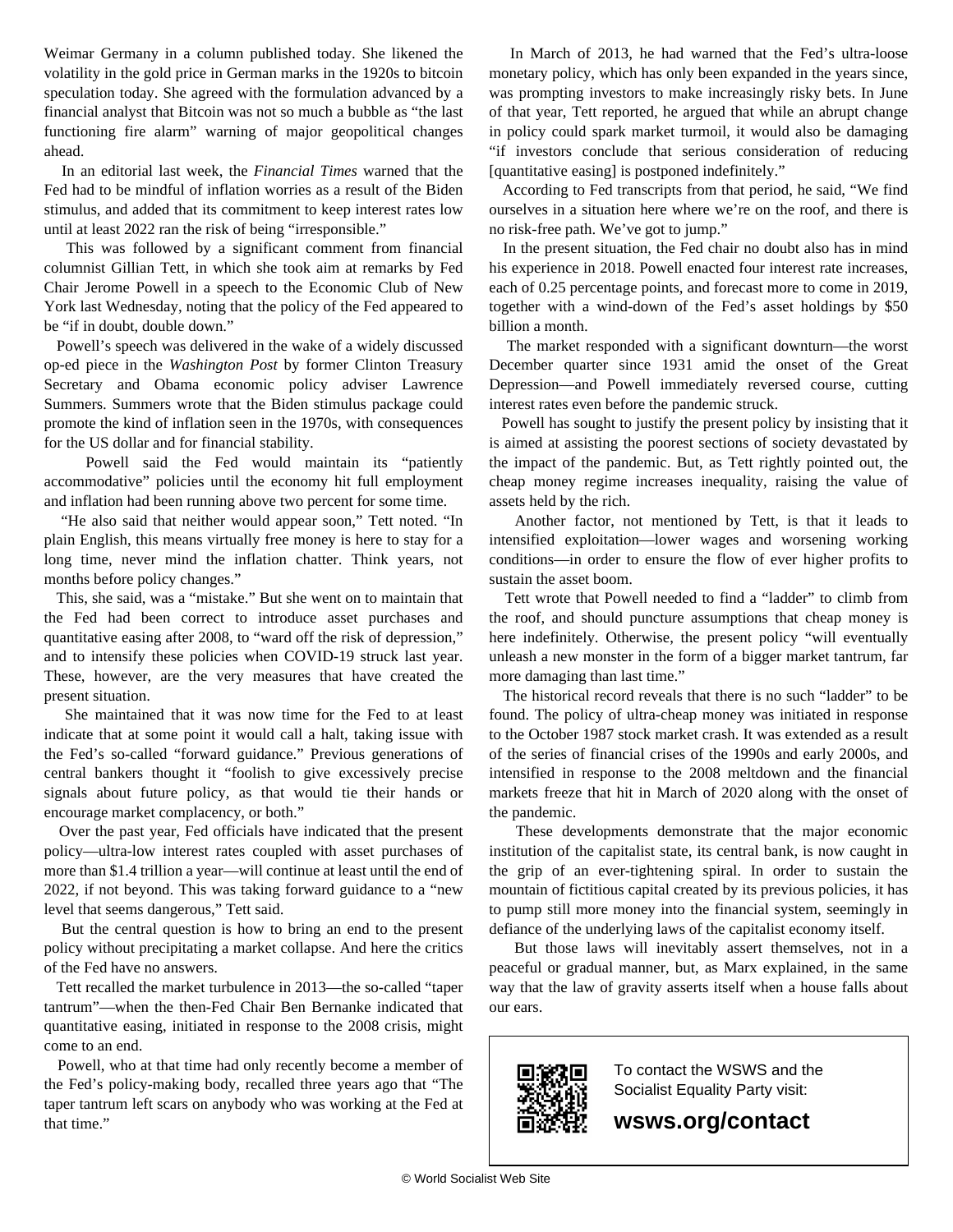Weimar Germany in a column published today. She likened the volatility in the gold price in German marks in the 1920s to bitcoin speculation today. She agreed with the formulation advanced by a financial analyst that Bitcoin was not so much a bubble as "the last functioning fire alarm" warning of major geopolitical changes ahead.

In an editorial last week, the *Financial Times* warned that the Fed had to be mindful of inflation worries as a result of the Biden stimulus, and added that its commitment to keep interest rates low until at least 2022 ran the risk of being "irresponsible."

This was followed by a significant comment from financial columnist Gillian Tett, in which she took aim at remarks by Fed Chair Jerome Powell in a speech to the Economic Club of New York last Wednesday, noting that the policy of the Fed appeared to be "if in doubt, double down."

Powell's speech was delivered in the wake of a widely discussed op-ed piece in the *Washington Post* by former Clinton Treasury Secretary and Obama economic policy adviser Lawrence Summers. Summers wrote that the Biden stimulus package could promote the kind of inflation seen in the 1970s, with consequences for the US dollar and for financial stability.

Powell said the Fed would maintain its "patiently accommodative" policies until the economy hit full employment and inflation had been running above two percent for some time.

"He also said that neither would appear soon," Tett noted. "In plain English, this means virtually free money is here to stay for a long time, never mind the inflation chatter. Think years, not months before policy changes."

This, she said, was a "mistake." But she went on to maintain that the Fed had been correct to introduce asset purchases and quantitative easing after 2008, to "ward off the risk of depression," and to intensify these policies when COVID-19 struck last year. These, however, are the very measures that have created the present situation.

She maintained that it was now time for the Fed to at least indicate that at some point it would call a halt, taking issue with the Fed's so-called "forward guidance." Previous generations of central bankers thought it "foolish to give excessively precise signals about future policy, as that would tie their hands or encourage market complacency, or both."

Over the past year, Fed officials have indicated that the present policy—ultra-low interest rates coupled with asset purchases of more than $1.4 trillion a year—will continue at least until the end of 2022, if not beyond. This was taking forward guidance to a "new level that seems dangerous," Tett said.

But the central question is how to bring an end to the present policy without precipitating a market collapse. And here the critics of the Fed have no answers.

Tett recalled the market turbulence in 2013—the so-called "taper tantrum"—when the then-Fed Chair Ben Bernanke indicated that quantitative easing, initiated in response to the 2008 crisis, might come to an end.

Powell, who at that time had only recently become a member of the Fed's policy-making body, recalled three years ago that "The taper tantrum left scars on anybody who was working at the Fed at that time."

In March of 2013, he had warned that the Fed's ultra-loose monetary policy, which has only been expanded in the years since, was prompting investors to make increasingly risky bets. In June of that year, Tett reported, he argued that while an abrupt change in policy could spark market turmoil, it would also be damaging "if investors conclude that serious consideration of reducing [quantitative easing] is postponed indefinitely."

According to Fed transcripts from that period, he said, "We find ourselves in a situation here where we're on the roof, and there is no risk-free path. We've got to jump."

In the present situation, the Fed chair no doubt also has in mind his experience in 2018. Powell enacted four interest rate increases, each of 0.25 percentage points, and forecast more to come in 2019, together with a wind-down of the Fed's asset holdings by $50 billion a month.

The market responded with a significant downturn—the worst December quarter since 1931 amid the onset of the Great Depression—and Powell immediately reversed course, cutting interest rates even before the pandemic struck.

Powell has sought to justify the present policy by insisting that it is aimed at assisting the poorest sections of society devastated by the impact of the pandemic. But, as Tett rightly pointed out, the cheap money regime increases inequality, raising the value of assets held by the rich.

Another factor, not mentioned by Tett, is that it leads to intensified exploitation—lower wages and worsening working conditions—in order to ensure the flow of ever higher profits to sustain the asset boom.

Tett wrote that Powell needed to find a "ladder" to climb from the roof, and should puncture assumptions that cheap money is here indefinitely. Otherwise, the present policy "will eventually unleash a new monster in the form of a bigger market tantrum, far more damaging than last time."

The historical record reveals that there is no such "ladder" to be found. The policy of ultra-cheap money was initiated in response to the October 1987 stock market crash. It was extended as a result of the series of financial crises of the 1990s and early 2000s, and intensified in response to the 2008 meltdown and the financial markets freeze that hit in March of 2020 along with the onset of the pandemic.

These developments demonstrate that the major economic institution of the capitalist state, its central bank, is now caught in the grip of an ever-tightening spiral. In order to sustain the mountain of fictitious capital created by its previous policies, it has to pump still more money into the financial system, seemingly in defiance of the underlying laws of the capitalist economy itself.

But those laws will inevitably assert themselves, not in a peaceful or gradual manner, but, as Marx explained, in the same way that the law of gravity asserts itself when a house falls about our ears.

To contact the WSWS and the Socialist Equality Party visit:

**wsws.org/contact**